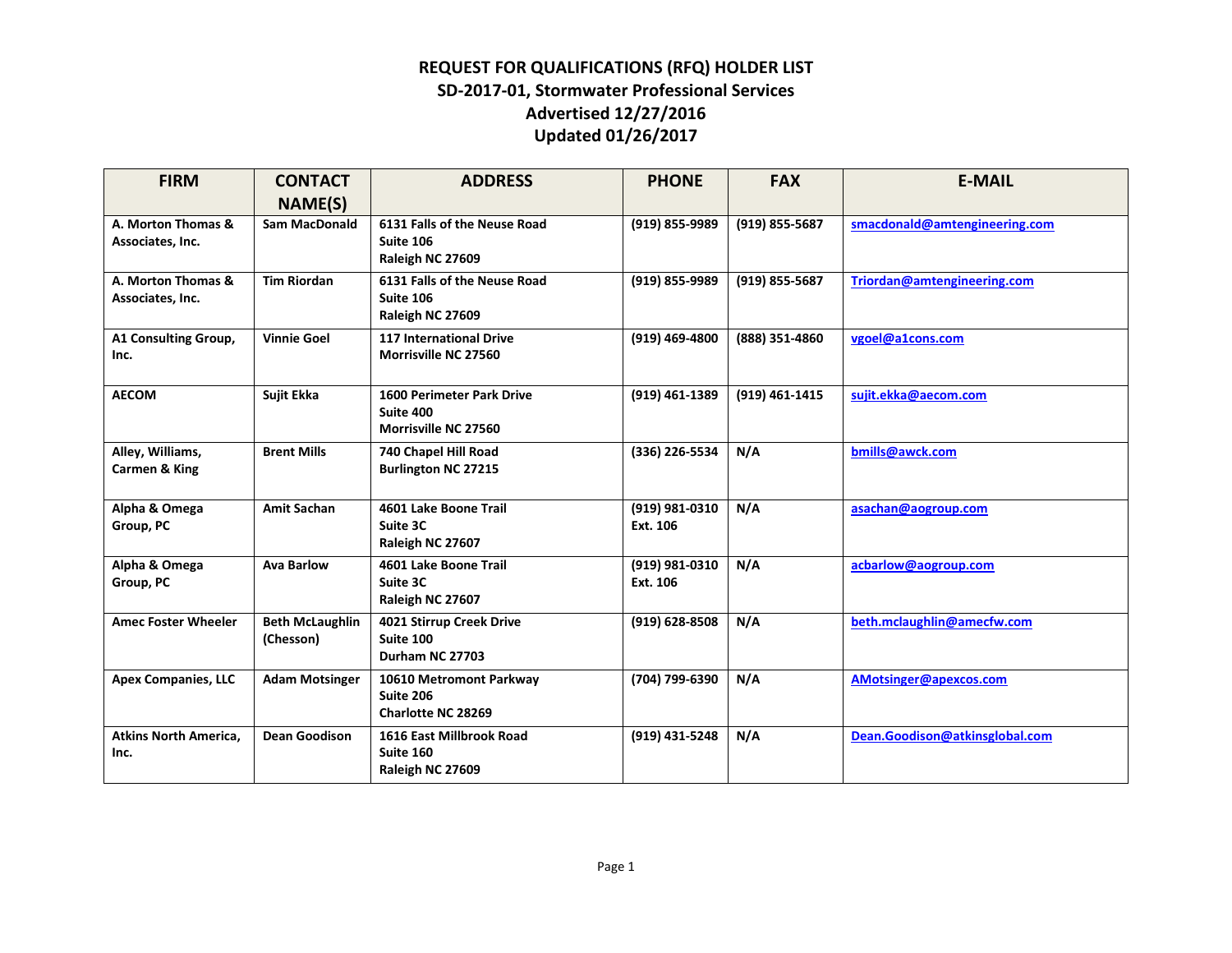# REQUEST FOR QUALIFICATIONS (RFQ) HOLDER LIST
## SD-2017-01, Stormwater Professional Services
## Advertised 12/27/2016
## Updated 01/26/2017

| FIRM | CONTACT NAME(S) | ADDRESS | PHONE | FAX | E-MAIL |
|---|---|---|---|---|---|
| A. Morton Thomas & Associates, Inc. | Sam MacDonald | 6131 Falls of the Neuse Road<br>Suite 106<br>Raleigh NC 27609 | (919) 855-9989 | (919) 855-5687 | smacdonald@amtengineering.com |
| A. Morton Thomas & Associates, Inc. | Tim Riordan | 6131 Falls of the Neuse Road<br>Suite 106<br>Raleigh NC 27609 | (919) 855-9989 | (919) 855-5687 | Triordan@amtengineering.com |
| A1 Consulting Group, Inc. | Vinnie Goel | 117 International Drive<br>Morrisville NC 27560 | (919) 469-4800 | (888) 351-4860 | vgoel@a1cons.com |
| AECOM | Sujit Ekka | 1600 Perimeter Park Drive<br>Suite 400<br>Morrisville NC 27560 | (919) 461-1389 | (919) 461-1415 | sujit.ekka@aecom.com |
| Alley, Williams, Carmen & King | Brent Mills | 740 Chapel Hill Road<br>Burlington NC 27215 | (336) 226-5534 | N/A | bmills@awck.com |
| Alpha & Omega Group, PC | Amit Sachan | 4601 Lake Boone Trail<br>Suite 3C<br>Raleigh NC 27607 | (919) 981-0310 Ext. 106 | N/A | asachan@aogroup.com |
| Alpha & Omega Group, PC | Ava Barlow | 4601 Lake Boone Trail<br>Suite 3C<br>Raleigh NC 27607 | (919) 981-0310 Ext. 106 | N/A | acbarlow@aogroup.com |
| Amec Foster Wheeler | Beth McLaughlin (Chesson) | 4021 Stirrup Creek Drive<br>Suite 100<br>Durham NC 27703 | (919) 628-8508 | N/A | beth.mclaughlin@amecfw.com |
| Apex Companies, LLC | Adam Motsinger | 10610 Metromont Parkway<br>Suite 206<br>Charlotte NC 28269 | (704) 799-6390 | N/A | AMotsinger@apexcos.com |
| Atkins North America, Inc. | Dean Goodison | 1616 East Millbrook Road<br>Suite 160<br>Raleigh NC 27609 | (919) 431-5248 | N/A | Dean.Goodison@atkinsglobal.com |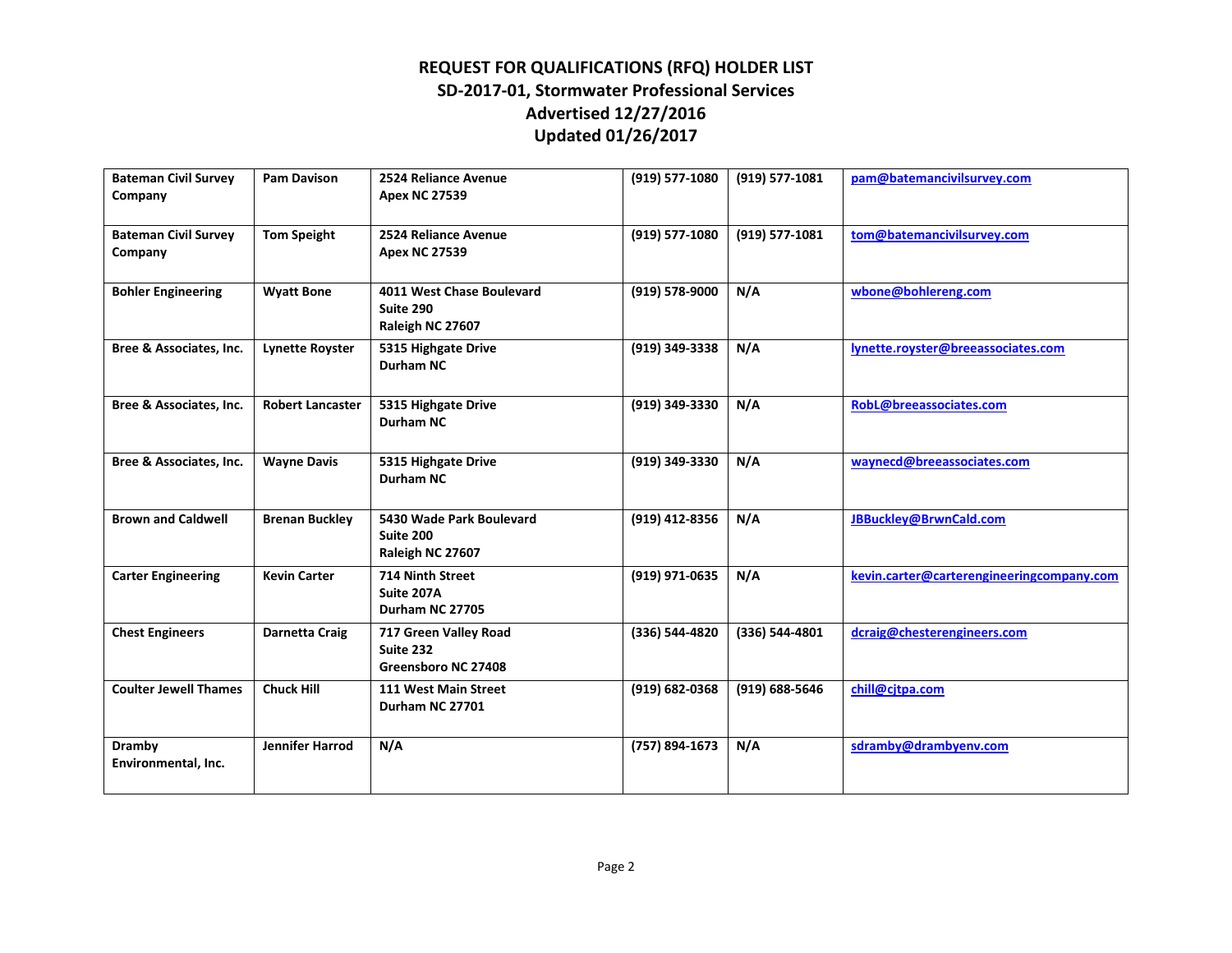# REQUEST FOR QUALIFICATIONS (RFQ) HOLDER LIST
## SD-2017-01, Stormwater Professional Services
## Advertised 12/27/2016
## Updated 01/26/2017

| | | | | | |
|---|---|---|---|---|---|
| **Bateman Civil Survey Company** | **Pam Davison** | **2524 Reliance Avenue<br>Apex NC 27539** | **(919) 577-1080** | **(919) 577-1081** | **pam@batemancivilsurvey.com** |
| **Bateman Civil Survey Company** | **Tom Speight** | **2524 Reliance Avenue<br>Apex NC 27539** | **(919) 577-1080** | **(919) 577-1081** | **tom@batemancivilsurvey.com** |
| **Bohler Engineering** | **Wyatt Bone** | **4011 West Chase Boulevard<br>Suite 290<br>Raleigh NC 27607** | **(919) 578-9000** | **N/A** | **wbone@bohlereng.com** |
| **Bree & Associates, Inc.** | **Lynette Royster** | **5315 Highgate Drive<br>Durham NC** | **(919) 349-3338** | **N/A** | **lynette.royster@breeassociates.com** |
| **Bree & Associates, Inc.** | **Robert Lancaster** | **5315 Highgate Drive<br>Durham NC** | **(919) 349-3330** | **N/A** | **RobL@breeassociates.com** |
| **Bree & Associates, Inc.** | **Wayne Davis** | **5315 Highgate Drive<br>Durham NC** | **(919) 349-3330** | **N/A** | **waynecd@breeassociates.com** |
| **Brown and Caldwell** | **Brenan Buckley** | **5430 Wade Park Boulevard<br>Suite 200<br>Raleigh NC 27607** | **(919) 412-8356** | **N/A** | **JBBuckley@BrwnCald.com** |
| **Carter Engineering** | **Kevin Carter** | **714 Ninth Street<br>Suite 207A<br>Durham NC 27705** | **(919) 971-0635** | **N/A** | **kevin.carter@carterengineeringcompany.com** |
| **Chest Engineers** | **Darnetta Craig** | **717 Green Valley Road<br>Suite 232<br>Greensboro NC 27408** | **(336) 544-4820** | **(336) 544-4801** | **dcraig@chesterengineers.com** |
| **Coulter Jewell Thames** | **Chuck Hill** | **111 West Main Street<br>Durham NC 27701** | **(919) 682-0368** | **(919) 688-5646** | **chill@cjtpa.com** |
| **Dramby Environmental, Inc.** | **Jennifer Harrod** | **N/A** | **(757) 894-1673** | **N/A** | **sdramby@drambyenv.com** |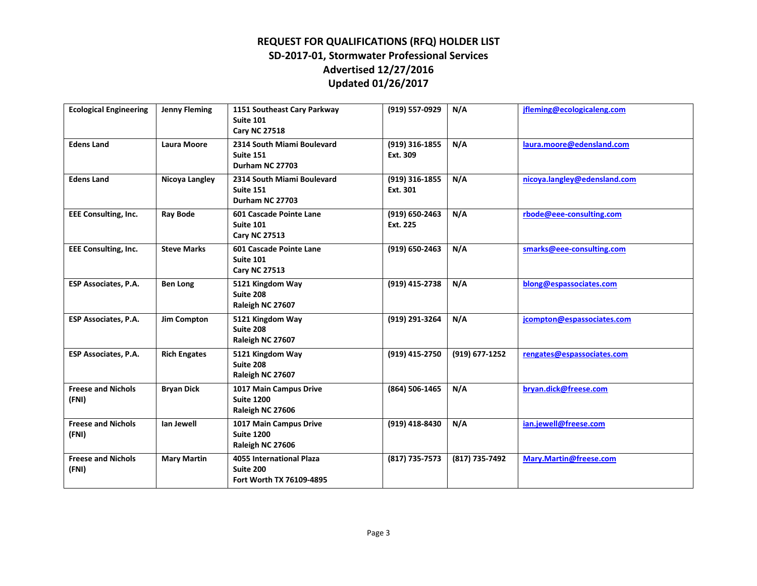# REQUEST FOR QUALIFICATIONS (RFQ) HOLDER LIST
## SD-2017-01, Stormwater Professional Services
## Advertised 12/27/2016
## Updated 01/26/2017

| | | | | | |
|---|---|---|---|---|---|
| **Ecological Engineering** | **Jenny Fleming** | **1151 Southeast Cary Parkway Suite 101 Cary NC 27518** | **(919) 557-0929** | **N/A** | **jfleming@ecologicaleng.com** |
| **Edens Land** | **Laura Moore** | **2314 South Miami Boulevard Suite 151 Durham NC 27703** | **(919) 316-1855 Ext. 309** | **N/A** | **laura.moore@edensland.com** |
| **Edens Land** | **Nicoya Langley** | **2314 South Miami Boulevard Suite 151 Durham NC 27703** | **(919) 316-1855 Ext. 301** | **N/A** | **nicoya.langley@edensland.com** |
| **EEE Consulting, Inc.** | **Ray Bode** | **601 Cascade Pointe Lane Suite 101 Cary NC 27513** | **(919) 650-2463 Ext. 225** | **N/A** | **rbode@eee-consulting.com** |
| **EEE Consulting, Inc.** | **Steve Marks** | **601 Cascade Pointe Lane Suite 101 Cary NC 27513** | **(919) 650-2463** | **N/A** | **smarks@eee-consulting.com** |
| **ESP Associates, P.A.** | **Ben Long** | **5121 Kingdom Way Suite 208 Raleigh NC 27607** | **(919) 415-2738** | **N/A** | **blong@espassociates.com** |
| **ESP Associates, P.A.** | **Jim Compton** | **5121 Kingdom Way Suite 208 Raleigh NC 27607** | **(919) 291-3264** | **N/A** | **jcompton@espassociates.com** |
| **ESP Associates, P.A.** | **Rich Engates** | **5121 Kingdom Way Suite 208 Raleigh NC 27607** | **(919) 415-2750** | **(919) 677-1252** | **rengates@espassociates.com** |
| **Freese and Nichols (FNI)** | **Bryan Dick** | **1017 Main Campus Drive Suite 1200 Raleigh NC 27606** | **(864) 506-1465** | **N/A** | **bryan.dick@freese.com** |
| **Freese and Nichols (FNI)** | **Ian Jewell** | **1017 Main Campus Drive Suite 1200 Raleigh NC 27606** | **(919) 418-8430** | **N/A** | **ian.jewell@freese.com** |
| **Freese and Nichols (FNI)** | **Mary Martin** | **4055 International Plaza Suite 200 Fort Worth TX 76109-4895** | **(817) 735-7573** | **(817) 735-7492** | **Mary.Martin@freese.com** |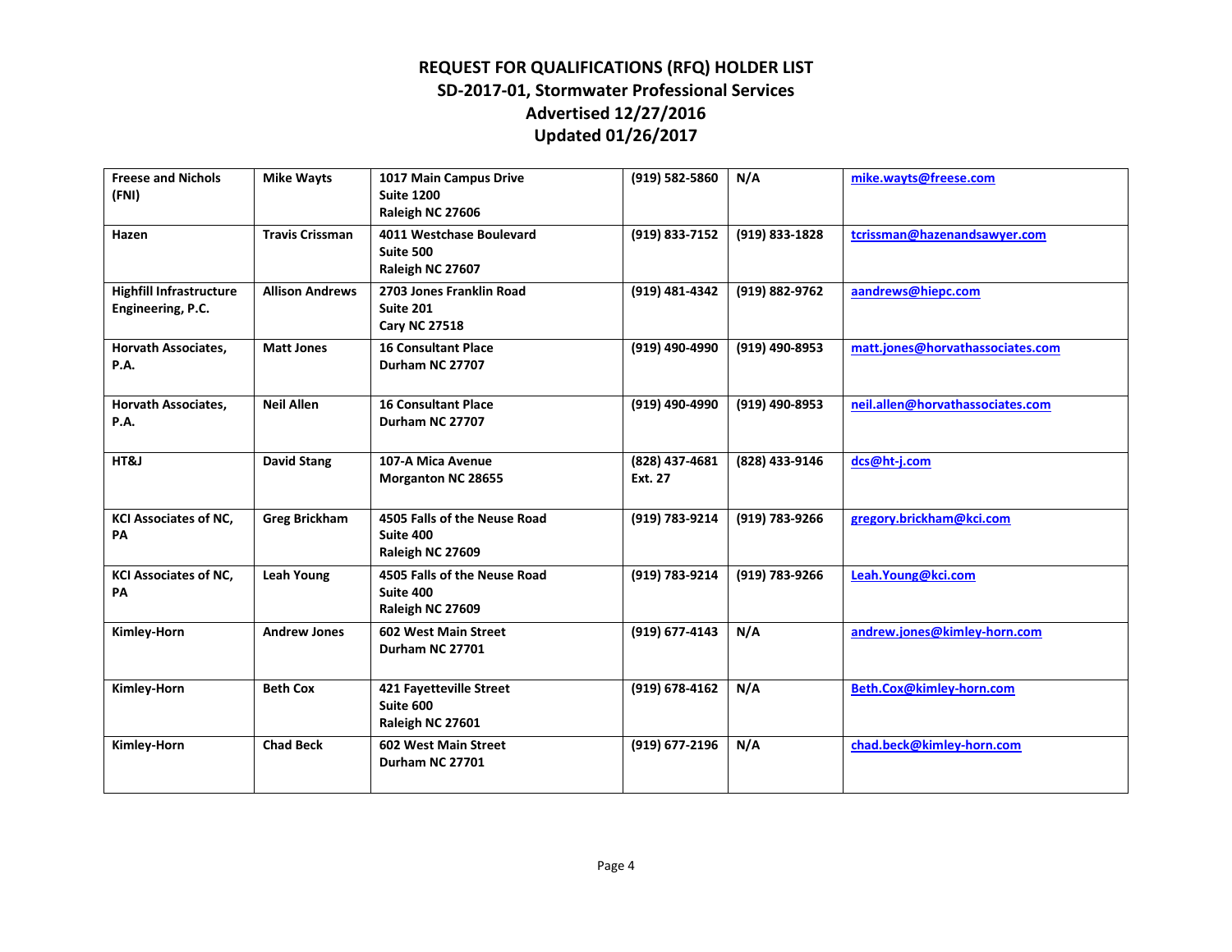# REQUEST FOR QUALIFICATIONS (RFQ) HOLDER LIST

## SD-2017-01, Stormwater Professional Services

## Advertised 12/27/2016

## Updated 01/26/2017

| | | | | | |
|---|---|---|---|---|---|
| **Freese and Nichols (FNI)** | **Mike Wayts** | **1017 Main Campus Drive Suite 1200 Raleigh NC 27606** | **(919) 582-5860** | **N/A** | **mike.wayts@freese.com** |
| **Hazen** | **Travis Crissman** | **4011 Westchase Boulevard Suite 500 Raleigh NC 27607** | **(919) 833-7152** | **(919) 833-1828** | **tcrissman@hazenandsawyer.com** |
| **Highfill Infrastructure Engineering, P.C.** | **Allison Andrews** | **2703 Jones Franklin Road Suite 201 Cary NC 27518** | **(919) 481-4342** | **(919) 882-9762** | **aandrews@hiepc.com** |
| **Horvath Associates, P.A.** | **Matt Jones** | **16 Consultant Place Durham NC 27707** | **(919) 490-4990** | **(919) 490-8953** | **matt.jones@horvathassociates.com** |
| **Horvath Associates, P.A.** | **Neil Allen** | **16 Consultant Place Durham NC 27707** | **(919) 490-4990** | **(919) 490-8953** | **neil.allen@horvathassociates.com** |
| **HT&J** | **David Stang** | **107-A Mica Avenue Morganton NC 28655** | **(828) 437-4681 Ext. 27** | **(828) 433-9146** | **dcs@ht-j.com** |
| **KCI Associates of NC, PA** | **Greg Brickham** | **4505 Falls of the Neuse Road Suite 400 Raleigh NC 27609** | **(919) 783-9214** | **(919) 783-9266** | **gregory.brickham@kci.com** |
| **KCI Associates of NC, PA** | **Leah Young** | **4505 Falls of the Neuse Road Suite 400 Raleigh NC 27609** | **(919) 783-9214** | **(919) 783-9266** | **Leah.Young@kci.com** |
| **Kimley-Horn** | **Andrew Jones** | **602 West Main Street Durham NC 27701** | **(919) 677-4143** | **N/A** | **andrew.jones@kimley-horn.com** |
| **Kimley-Horn** | **Beth Cox** | **421 Fayetteville Street Suite 600 Raleigh NC 27601** | **(919) 678-4162** | **N/A** | **Beth.Cox@kimley-horn.com** |
| **Kimley-Horn** | **Chad Beck** | **602 West Main Street Durham NC 27701** | **(919) 677-2196** | **N/A** | **chad.beck@kimley-horn.com** |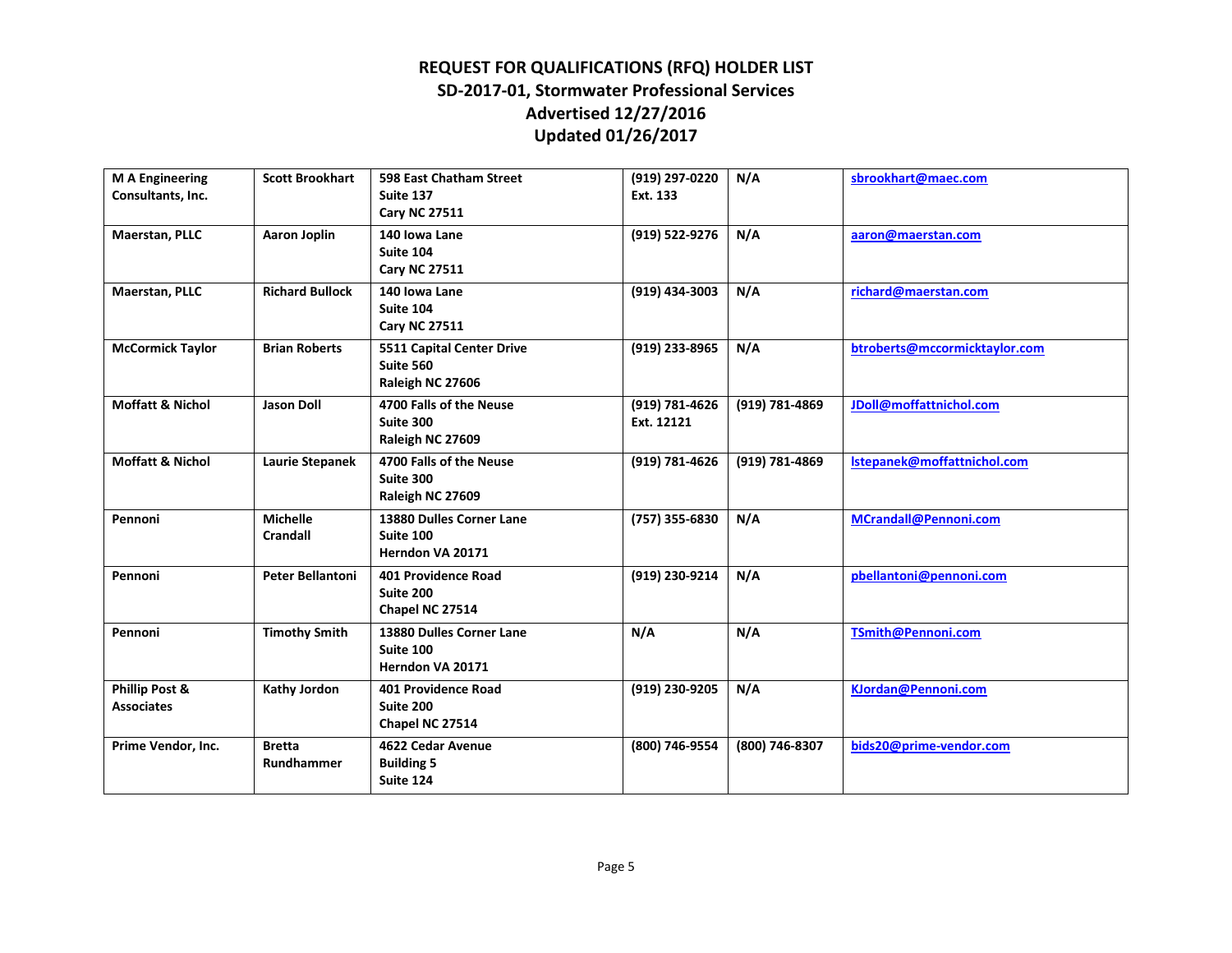# REQUEST FOR QUALIFICATIONS (RFQ) HOLDER LIST
## SD-2017-01, Stormwater Professional Services
## Advertised 12/27/2016
## Updated 01/26/2017

| | | | | | |
|---|---|---|---|---|---|
| **M A Engineering Consultants, Inc.** | **Scott Brookhart** | **598 East Chatham Street Suite 137 Cary NC 27511** | **(919) 297-0220 Ext. 133** | **N/A** | **sbrookhart@maec.com** |
| **Maerstan, PLLC** | **Aaron Joplin** | **140 Iowa Lane Suite 104 Cary NC 27511** | **(919) 522-9276** | **N/A** | **aaron@maerstan.com** |
| **Maerstan, PLLC** | **Richard Bullock** | **140 Iowa Lane Suite 104 Cary NC 27511** | **(919) 434-3003** | **N/A** | **richard@maerstan.com** |
| **McCormick Taylor** | **Brian Roberts** | **5511 Capital Center Drive Suite 560 Raleigh NC 27606** | **(919) 233-8965** | **N/A** | **btroberts@mccormicktaylor.com** |
| **Moffatt & Nichol** | **Jason Doll** | **4700 Falls of the Neuse Suite 300 Raleigh NC 27609** | **(919) 781-4626 Ext. 12121** | **(919) 781-4869** | **JDoll@moffattnichol.com** |
| **Moffatt & Nichol** | **Laurie Stepanek** | **4700 Falls of the Neuse Suite 300 Raleigh NC 27609** | **(919) 781-4626** | **(919) 781-4869** | **lstepanek@moffattnichol.com** |
| **Pennoni** | **Michelle Crandall** | **13880 Dulles Corner Lane Suite 100 Herndon VA 20171** | **(757) 355-6830** | **N/A** | **MCrandall@Pennoni.com** |
| **Pennoni** | **Peter Bellantoni** | **401 Providence Road Suite 200 Chapel NC 27514** | **(919) 230-9214** | **N/A** | **pbellantoni@pennoni.com** |
| **Pennoni** | **Timothy Smith** | **13880 Dulles Corner Lane Suite 100 Herndon VA 20171** | **N/A** | **N/A** | **TSmith@Pennoni.com** |
| **Phillip Post & Associates** | **Kathy Jordon** | **401 Providence Road Suite 200 Chapel NC 27514** | **(919) 230-9205** | **N/A** | **KJordan@Pennoni.com** |
| **Prime Vendor, Inc.** | **Bretta Rundhammer** | **4622 Cedar Avenue Building 5 Suite 124** | **(800) 746-9554** | **(800) 746-8307** | **bids20@prime-vendor.com** |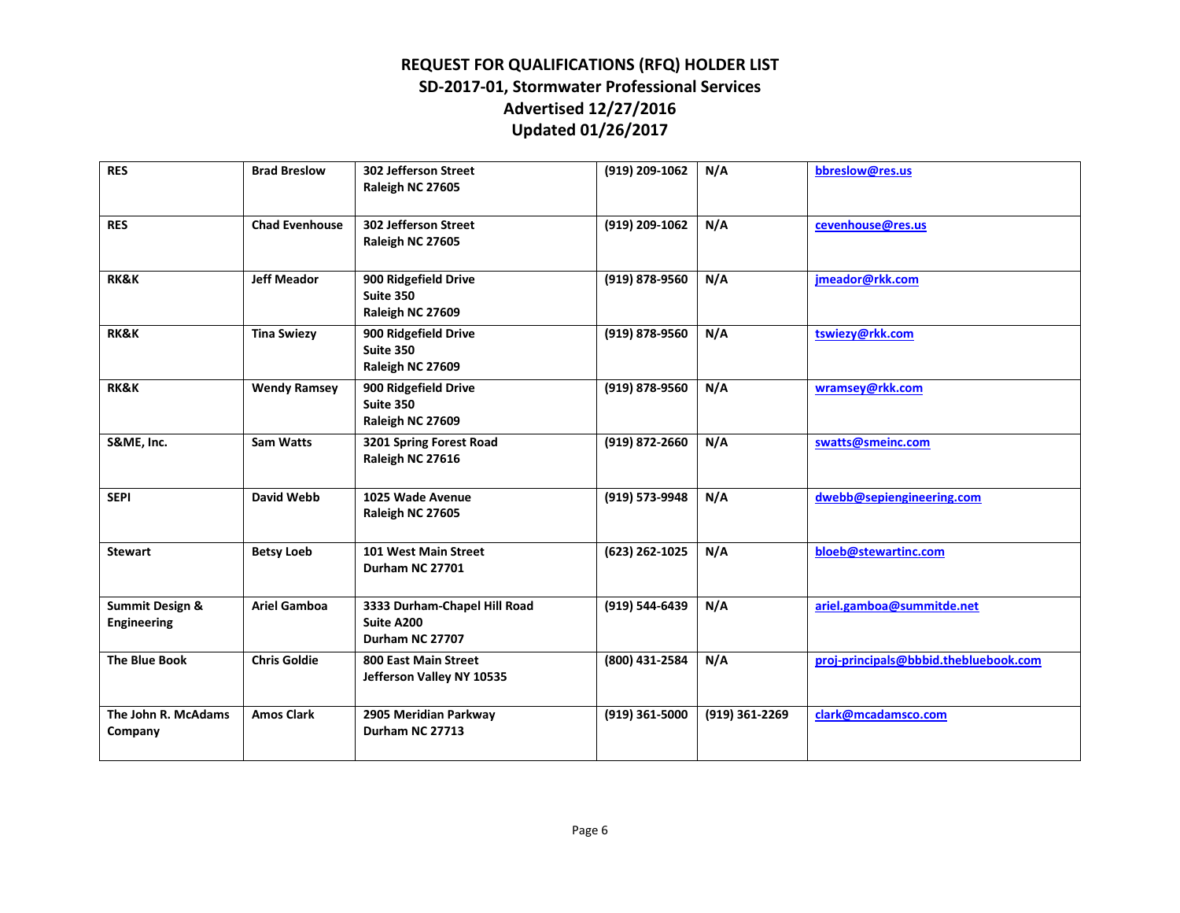# REQUEST FOR QUALIFICATIONS (RFQ) HOLDER LIST
## SD-2017-01, Stormwater Professional Services
## Advertised 12/27/2016
## Updated 01/26/2017

| | | | | | |
|---|---|---|---|---|---|
| **RES** | **Brad Breslow** | **302 Jefferson Street<br>Raleigh NC 27605** | **(919) 209-1062** | **N/A** | **bbreslow@res.us** |
| **RES** | **Chad Evenhouse** | **302 Jefferson Street<br>Raleigh NC 27605** | **(919) 209-1062** | **N/A** | **cevenhouse@res.us** |
| **RK&K** | **Jeff Meador** | **900 Ridgefield Drive<br>Suite 350<br>Raleigh NC 27609** | **(919) 878-9560** | **N/A** | **jmeador@rkk.com** |
| **RK&K** | **Tina Swiezy** | **900 Ridgefield Drive<br>Suite 350<br>Raleigh NC 27609** | **(919) 878-9560** | **N/A** | **tswiezy@rkk.com** |
| **RK&K** | **Wendy Ramsey** | **900 Ridgefield Drive<br>Suite 350<br>Raleigh NC 27609** | **(919) 878-9560** | **N/A** | **wramsey@rkk.com** |
| **S&ME, Inc.** | **Sam Watts** | **3201 Spring Forest Road<br>Raleigh NC 27616** | **(919) 872-2660** | **N/A** | **swatts@smeinc.com** |
| **SEPI** | **David Webb** | **1025 Wade Avenue<br>Raleigh NC 27605** | **(919) 573-9948** | **N/A** | **dwebb@sepiengineering.com** |
| **Stewart** | **Betsy Loeb** | **101 West Main Street<br>Durham NC 27701** | **(623) 262-1025** | **N/A** | **bloeb@stewartinc.com** |
| **Summit Design & Engineering** | **Ariel Gamboa** | **3333 Durham-Chapel Hill Road<br>Suite A200<br>Durham NC 27707** | **(919) 544-6439** | **N/A** | **ariel.gamboa@summitde.net** |
| **The Blue Book** | **Chris Goldie** | **800 East Main Street<br>Jefferson Valley NY 10535** | **(800) 431-2584** | **N/A** | **proj-principals@bbbid.thebluebook.com** |
| **The John R. McAdams Company** | **Amos Clark** | **2905 Meridian Parkway<br>Durham NC 27713** | **(919) 361-5000** | **(919) 361-2269** | **clark@mcadamsco.com** |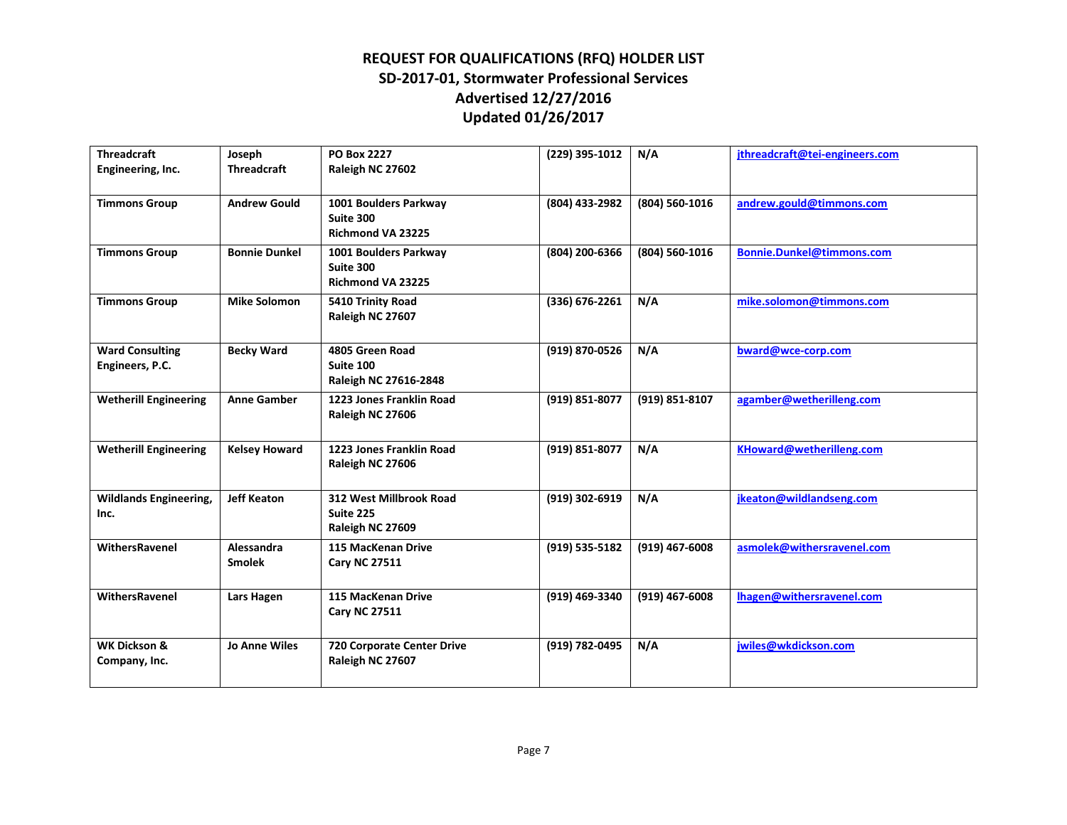## REQUEST FOR QUALIFICATIONS (RFQ) HOLDER LIST
## SD-2017-01, Stormwater Professional Services
## Advertised 12/27/2016
## Updated 01/26/2017

| | | | | | |
|---|---|---|---|---|---|
| **Threadcraft Engineering, Inc.** | **Joseph Threadcraft** | **PO Box 2227<br>Raleigh NC 27602** | **(229) 395-1012** | **N/A** | **jthreadcraft@tei-engineers.com** |
| **Timmons Group** | **Andrew Gould** | **1001 Boulders Parkway<br>Suite 300<br>Richmond VA 23225** | **(804) 433-2982** | **(804) 560-1016** | **andrew.gould@timmons.com** |
| **Timmons Group** | **Bonnie Dunkel** | **1001 Boulders Parkway<br>Suite 300<br>Richmond VA 23225** | **(804) 200-6366** | **(804) 560-1016** | **Bonnie.Dunkel@timmons.com** |
| **Timmons Group** | **Mike Solomon** | **5410 Trinity Road<br>Raleigh NC 27607** | **(336) 676-2261** | **N/A** | **mike.solomon@timmons.com** |
| **Ward Consulting Engineers, P.C.** | **Becky Ward** | **4805 Green Road<br>Suite 100<br>Raleigh NC 27616-2848** | **(919) 870-0526** | **N/A** | **bward@wce-corp.com** |
| **Wetherill Engineering** | **Anne Gamber** | **1223 Jones Franklin Road<br>Raleigh NC 27606** | **(919) 851-8077** | **(919) 851-8107** | **agamber@wetherilleng.com** |
| **Wetherill Engineering** | **Kelsey Howard** | **1223 Jones Franklin Road<br>Raleigh NC 27606** | **(919) 851-8077** | **N/A** | **KHoward@wetherilleng.com** |
| **Wildlands Engineering, Inc.** | **Jeff Keaton** | **312 West Millbrook Road<br>Suite 225<br>Raleigh NC 27609** | **(919) 302-6919** | **N/A** | **jkeaton@wildlandseng.com** |
| **WithersRavenel** | **Alessandra Smolek** | **115 MacKenan Drive<br>Cary NC 27511** | **(919) 535-5182** | **(919) 467-6008** | **asmolek@withersravenel.com** |
| **WithersRavenel** | **Lars Hagen** | **115 MacKenan Drive<br>Cary NC 27511** | **(919) 469-3340** | **(919) 467-6008** | **lhagen@withersravenel.com** |
| **WK Dickson & Company, Inc.** | **Jo Anne Wiles** | **720 Corporate Center Drive<br>Raleigh NC 27607** | **(919) 782-0495** | **N/A** | **jwiles@wkdickson.com** |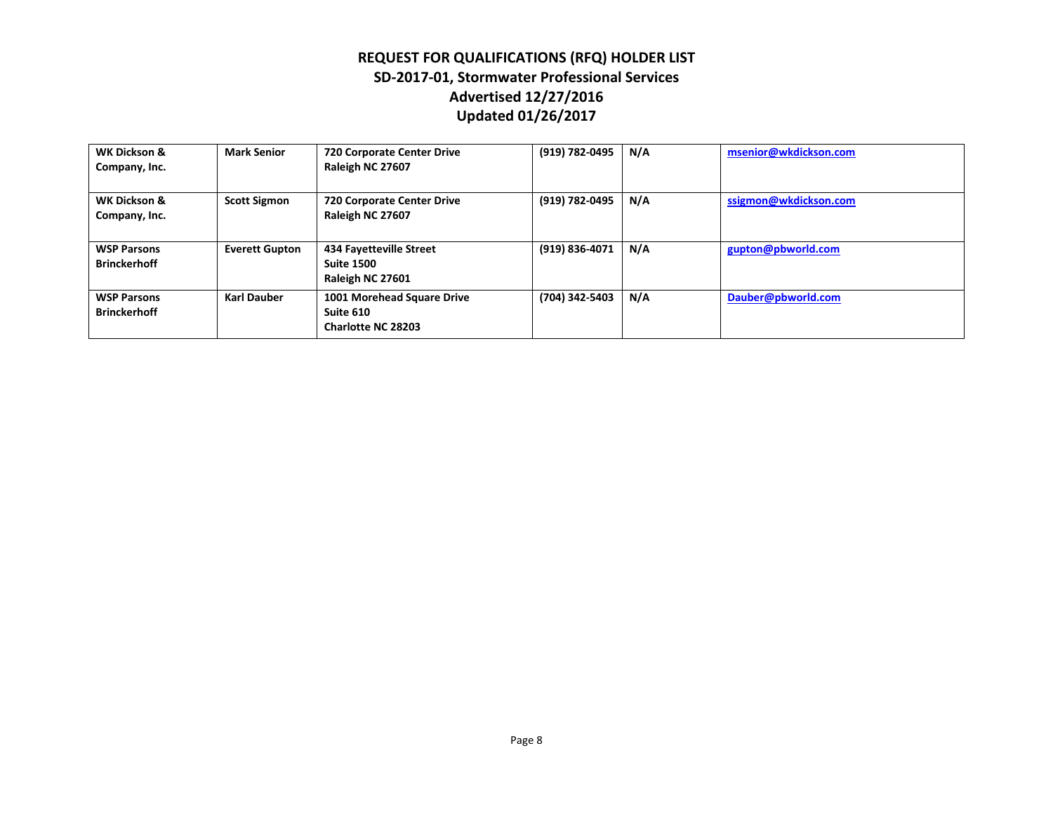# REQUEST FOR QUALIFICATIONS (RFQ) HOLDER LIST
## SD-2017-01, Stormwater Professional Services
## Advertised 12/27/2016
## Updated 01/26/2017

| | | | | | |
|---|---|---|---|---|---|
| **WK Dickson & Company, Inc.** | **Mark Senior** | **720 Corporate Center Drive Raleigh NC 27607** | **(919) 782-0495** | **N/A** | **msenior@wkdickson.com** |
| **WK Dickson & Company, Inc.** | **Scott Sigmon** | **720 Corporate Center Drive Raleigh NC 27607** | **(919) 782-0495** | **N/A** | **ssigmon@wkdickson.com** |
| **WSP Parsons Brinckerhoff** | **Everett Gupton** | **434 Fayetteville Street Suite 1500 Raleigh NC 27601** | **(919) 836-4071** | **N/A** | **gupton@pbworld.com** |
| **WSP Parsons Brinckerhoff** | **Karl Dauber** | **1001 Morehead Square Drive Suite 610 Charlotte NC 28203** | **(704) 342-5403** | **N/A** | **Dauber@pbworld.com** |